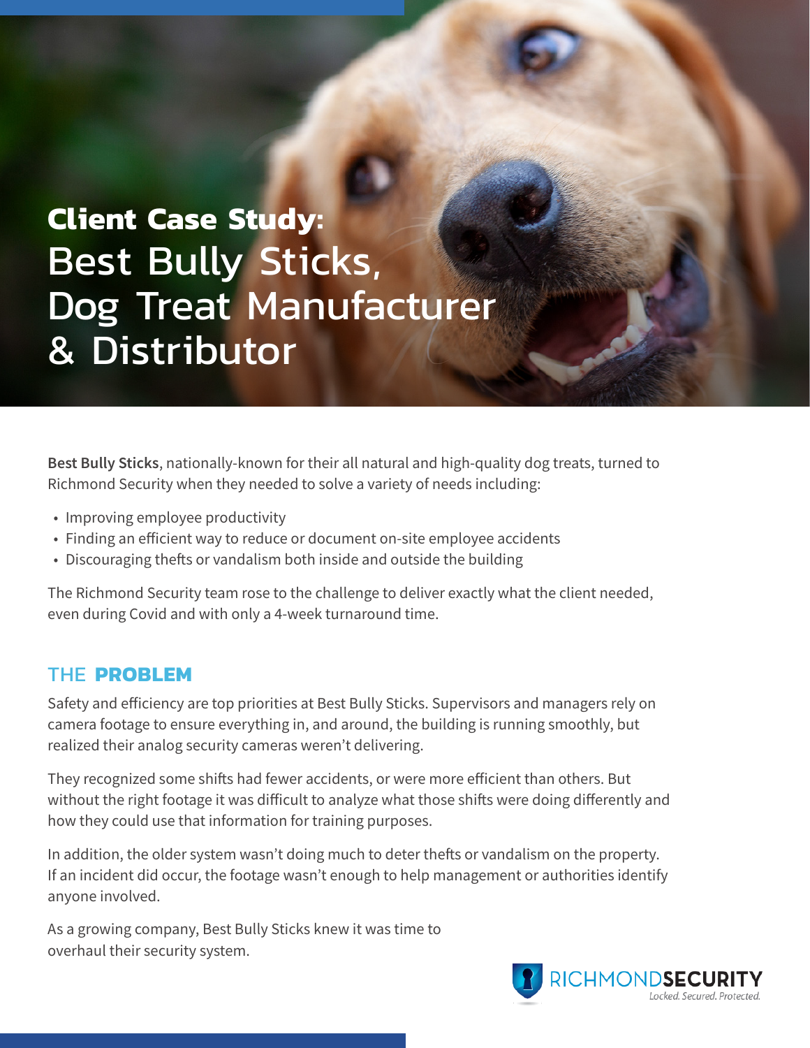# Client Case Study: Best Bully Sticks, Dog Treat Manufacturer & Distributor

**Best Bully Sticks**, nationally-known for their all natural and high-quality dog treats, turned to Richmond Security when they needed to solve a variety of needs including:

- Improving employee productivity
- Finding an efficient way to reduce or document on-site employee accidents
- Discouraging thefts or vandalism both inside and outside the building

The Richmond Security team rose to the challenge to deliver exactly what the client needed, even during Covid and with only a 4-week turnaround time.

## THE **PROBLEM**

Safety and efficiency are top priorities at Best Bully Sticks. Supervisors and managers rely on camera footage to ensure everything in, and around, the building is running smoothly, but realized their analog security cameras weren't delivering.

They recognized some shifts had fewer accidents, or were more efficient than others. But without the right footage it was difficult to analyze what those shifts were doing differently and how they could use that information for training purposes.

In addition, the older system wasn't doing much to deter thefts or vandalism on the property. If an incident did occur, the footage wasn't enough to help management or authorities identify anyone involved.

As a growing company, Best Bully Sticks knew it was time to overhaul their security system.

RICHMONDSECURITY
*Locked. Secured. Protected.*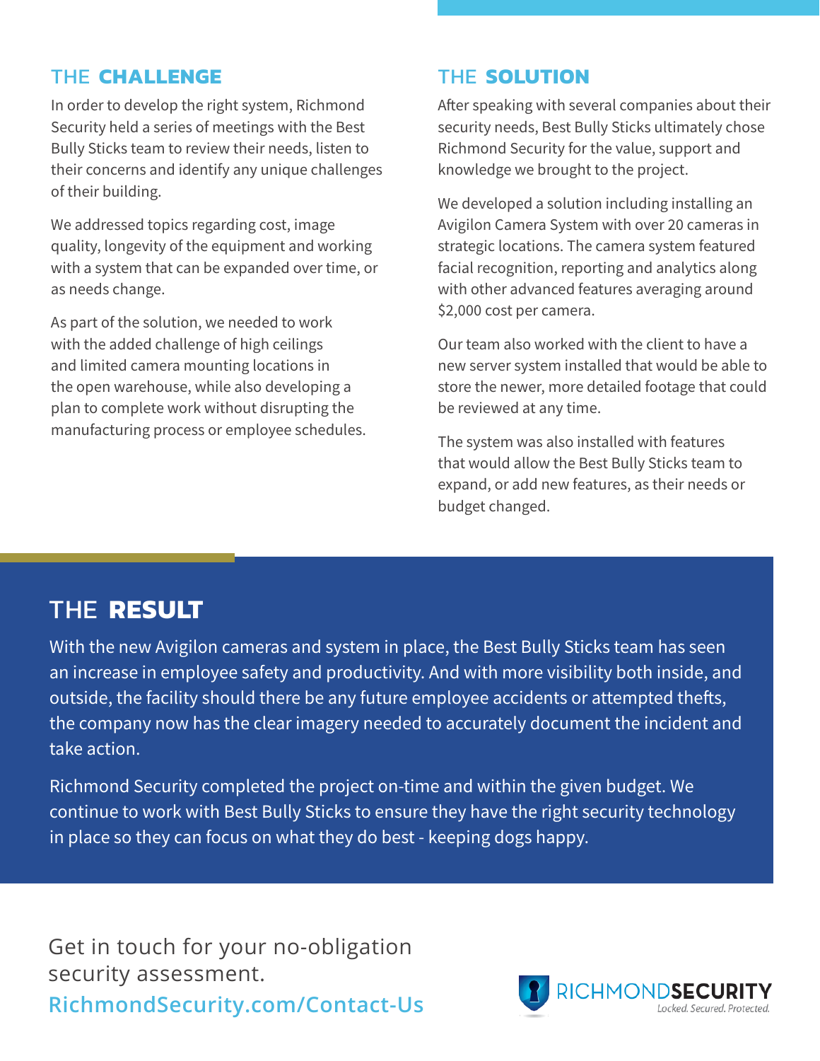## THE CHALLENGE

In order to develop the right system, Richmond Security held a series of meetings with the Best Bully Sticks team to review their needs, listen to their concerns and identify any unique challenges of their building.

We addressed topics regarding cost, image quality, longevity of the equipment and working with a system that can be expanded over time, or as needs change.

As part of the solution, we needed to work with the added challenge of high ceilings and limited camera mounting locations in the open warehouse, while also developing a plan to complete work without disrupting the manufacturing process or employee schedules.

## THE SOLUTION

After speaking with several companies about their security needs, Best Bully Sticks ultimately chose Richmond Security for the value, support and knowledge we brought to the project.

We developed a solution including installing an Avigilon Camera System with over 20 cameras in strategic locations. The camera system featured facial recognition, reporting and analytics along with other advanced features averaging around $2,000 cost per camera.

Our team also worked with the client to have a new server system installed that would be able to store the newer, more detailed footage that could be reviewed at any time.

The system was also installed with features that would allow the Best Bully Sticks team to expand, or add new features, as their needs or budget changed.

## THE RESULT

With the new Avigilon cameras and system in place, the Best Bully Sticks team has seen an increase in employee safety and productivity. And with more visibility both inside, and outside, the facility should there be any future employee accidents or attempted thefts, the company now has the clear imagery needed to accurately document the incident and take action.

Richmond Security completed the project on-time and within the given budget. We continue to work with Best Bully Sticks to ensure they have the right security technology in place so they can focus on what they do best - keeping dogs happy.

Get in touch for your no-obligation security assessment.

**RichmondSecurity.com/Contact-Us**

RICHMOND**SECURITY**

*Locked. Secured. Protected.*